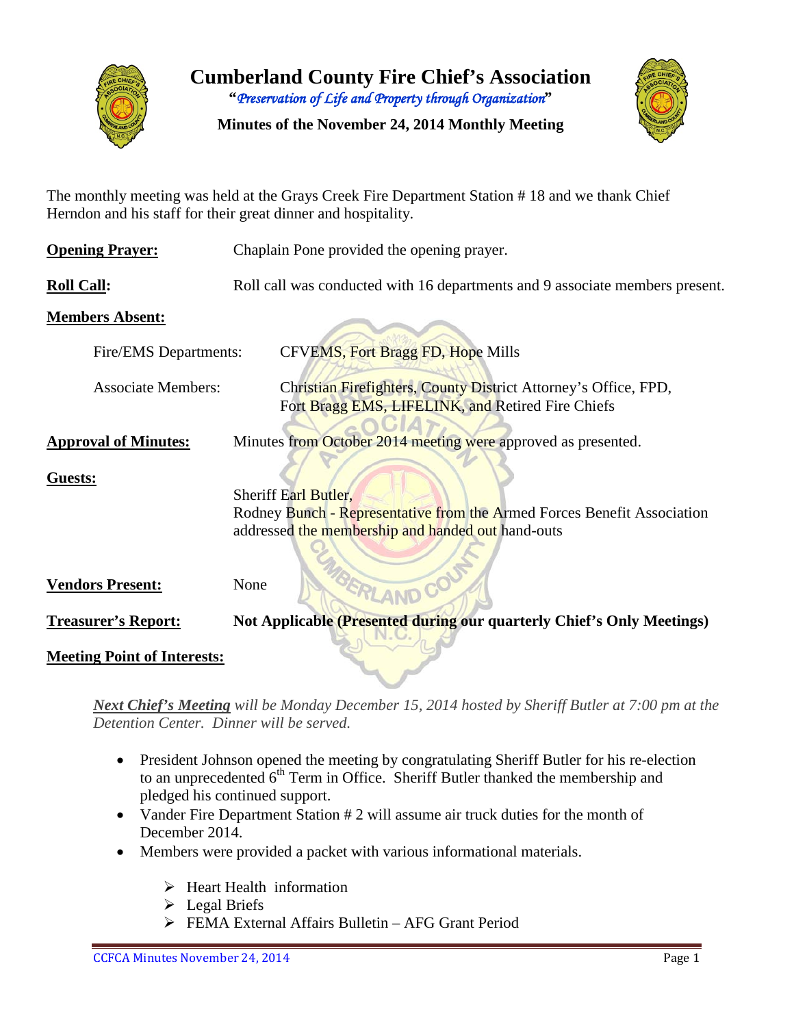# Cumberland County Fire Chief's Association

*"Preservation of Life and Property through Organization"*

**Minutes of the November 24, 2014 Monthly Meeting**

The monthly meeting was held at the Grays Creek Fire Department Station # 18 and we thank Chief Herndon and his staff for their great dinner and hospitality.

**Opening Prayer:** Chaplain Pone provided the opening prayer.

**Roll Call:** Roll call was conducted with 16 departments and 9 associate members present.

**Members Absent:**

Fire/EMS Departments: CFVEMS, Fort Bragg FD, Hope Mills

Associate Members: Christian Firefighters, County District Attorney's Office, FPD, Fort Bragg EMS, LIFELINK, and Retired Fire Chiefs

**Approval of Minutes:** Minutes from October 2014 meeting were approved as presented.

**Guests:**

Sheriff Earl Butler,
Rodney Bunch - Representative from the Armed Forces Benefit Association addressed the membership and handed out hand-outs

**Vendors Present:** None

**Treasurer's Report:** **Not Applicable (Presented during our quarterly Chief's Only Meetings)**

**Meeting Point of Interests:**

***Next Chief's Meeting*** *will be Monday December 15, 2014 hosted by Sheriff Butler at 7:00 pm at the Detention Center. Dinner will be served.*

- President Johnson opened the meeting by congratulating Sheriff Butler for his re-election to an unprecedented 6th Term in Office. Sheriff Butler thanked the membership and pledged his continued support.
- Vander Fire Department Station # 2 will assume air truck duties for the month of December 2014.
- Members were provided a packet with various informational materials.
  - Heart Health information
  - Legal Briefs
  - FEMA External Affairs Bulletin – AFG Grant Period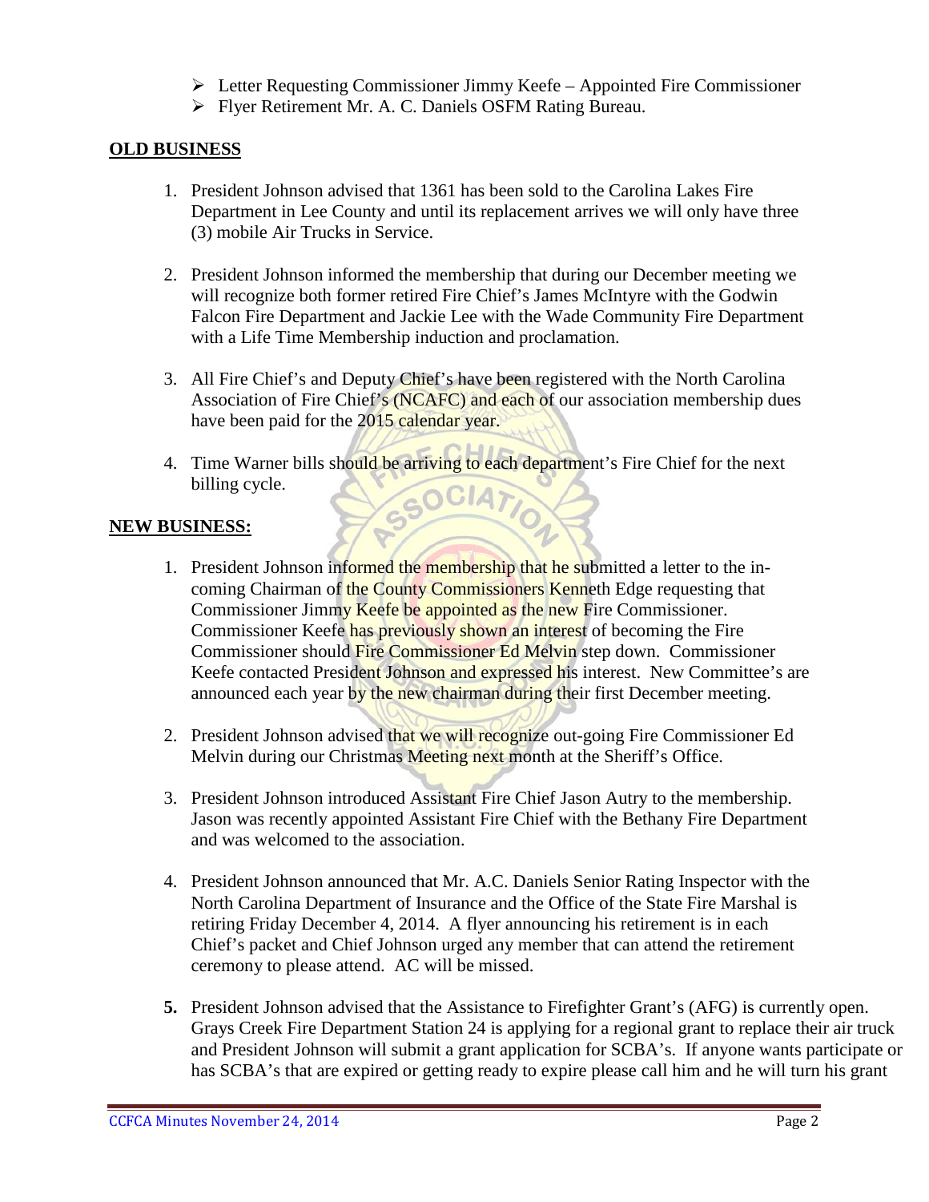- Letter Requesting Commissioner Jimmy Keefe – Appointed Fire Commissioner
- Flyer Retirement Mr. A. C. Daniels OSFM Rating Bureau.

**OLD BUSINESS**

1. President Johnson advised that 1361 has been sold to the Carolina Lakes Fire Department in Lee County and until its replacement arrives we will only have three (3) mobile Air Trucks in Service.

2. President Johnson informed the membership that during our December meeting we will recognize both former retired Fire Chief's James McIntyre with the Godwin Falcon Fire Department and Jackie Lee with the Wade Community Fire Department with a Life Time Membership induction and proclamation.

3. All Fire Chief's and Deputy Chief's have been registered with the North Carolina Association of Fire Chief's (NCAFC) and each of our association membership dues have been paid for the 2015 calendar year.

4. Time Warner bills should be arriving to each department's Fire Chief for the next billing cycle.

**NEW BUSINESS:**

1. President Johnson informed the membership that he submitted a letter to the in-coming Chairman of the County Commissioners Kenneth Edge requesting that Commissioner Jimmy Keefe be appointed as the new Fire Commissioner. Commissioner Keefe has previously shown an interest of becoming the Fire Commissioner should Fire Commissioner Ed Melvin step down. Commissioner Keefe contacted President Johnson and expressed his interest. New Committee's are announced each year by the new chairman during their first December meeting.

2. President Johnson advised that we will recognize out-going Fire Commissioner Ed Melvin during our Christmas Meeting next month at the Sheriff's Office.

3. President Johnson introduced Assistant Fire Chief Jason Autry to the membership. Jason was recently appointed Assistant Fire Chief with the Bethany Fire Department and was welcomed to the association.

4. President Johnson announced that Mr. A.C. Daniels Senior Rating Inspector with the North Carolina Department of Insurance and the Office of the State Fire Marshal is retiring Friday December 4, 2014. A flyer announcing his retirement is in each Chief's packet and Chief Johnson urged any member that can attend the retirement ceremony to please attend. AC will be missed.

5. President Johnson advised that the Assistance to Firefighter Grant's (AFG) is currently open. Grays Creek Fire Department Station 24 is applying for a regional grant to replace their air truck and President Johnson will submit a grant application for SCBA's. If anyone wants participate or has SCBA's that are expired or getting ready to expire please call him and he will turn his grant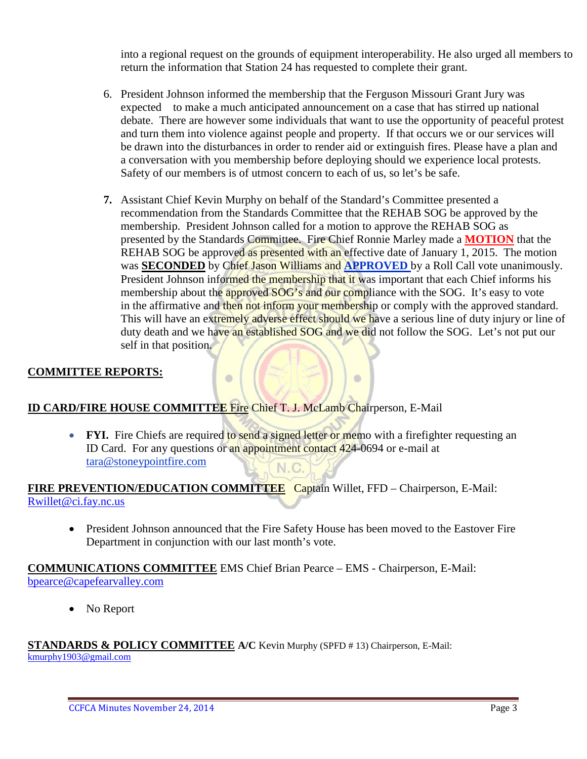into a regional request on the grounds of equipment interoperability. He also urged all members to return the information that Station 24 has requested to complete their grant.

6. President Johnson informed the membership that the Ferguson Missouri Grant Jury was expected to make a much anticipated announcement on a case that has stirred up national debate. There are however some individuals that want to use the opportunity of peaceful protest and turn them into violence against people and property. If that occurs we or our services will be drawn into the disturbances in order to render aid or extinguish fires. Please have a plan and a conversation with you membership before deploying should we experience local protests. Safety of our members is of utmost concern to each of us, so let's be safe.

7. Assistant Chief Kevin Murphy on behalf of the Standard's Committee presented a recommendation from the Standards Committee that the REHAB SOG be approved by the membership. President Johnson called for a motion to approve the REHAB SOG as presented by the Standards Committee. Fire Chief Ronnie Marley made a **MOTION** that the REHAB SOG be approved as presented with an effective date of January 1, 2015. The motion was **SECONDED** by Chief Jason Williams and **APPROVED** by a Roll Call vote unanimously. President Johnson informed the membership that it was important that each Chief informs his membership about the approved SOG's and our compliance with the SOG. It's easy to vote in the affirmative and then not inform your membership or comply with the approved standard. This will have an extremely adverse effect should we have a serious line of duty injury or line of duty death and we have an established SOG and we did not follow the SOG. Let's not put our self in that position.

**COMMITTEE REPORTS:**

**ID CARD/FIRE HOUSE COMMITTEE** Fire Chief T. J. McLamb Chairperson, E-Mail

- **FYI.** Fire Chiefs are required to send a signed letter or memo with a firefighter requesting an ID Card. For any questions or an appointment contact 424-0694 or e-mail at tara@stoneypointfire.com

**FIRE PREVENTION/EDUCATION COMMITTEE** Captain Willet, FFD – Chairperson, E-Mail: Rwillet@ci.fay.nc.us

- President Johnson announced that the Fire Safety House has been moved to the Eastover Fire Department in conjunction with our last month's vote.

**COMMUNICATIONS COMMITTEE** EMS Chief Brian Pearce – EMS - Chairperson, E-Mail: bpearce@capefearvalley.com

- No Report

**STANDARDS & POLICY COMMITTEE** **A/C** Kevin Murphy (SPFD # 13) Chairperson, E-Mail: kmurphy1903@gmail.com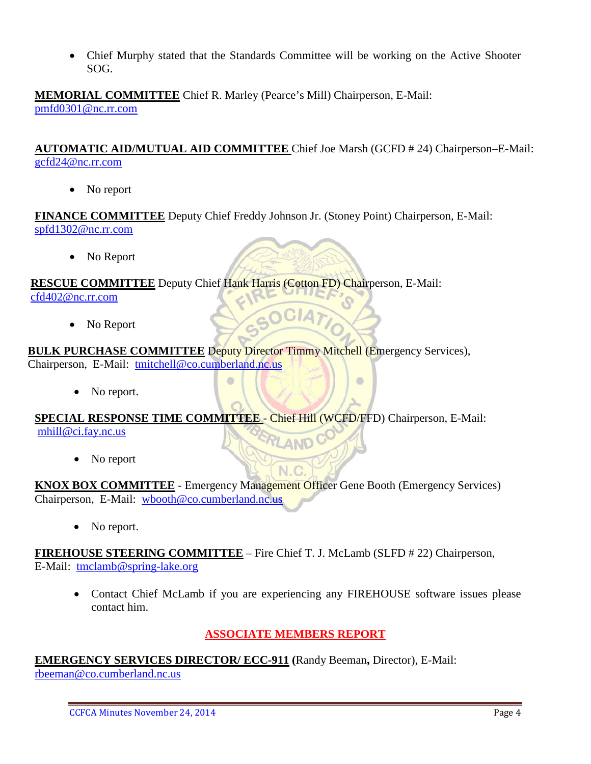- Chief Murphy stated that the Standards Committee will be working on the Active Shooter SOG.

**MEMORIAL COMMITTEE** Chief R. Marley (Pearce's Mill) Chairperson, E-Mail: pmfd0301@nc.rr.com

**AUTOMATIC AID/MUTUAL AID COMMITTEE** Chief Joe Marsh (GCFD # 24) Chairperson–E-Mail: gcfd24@nc.rr.com

- No report

**FINANCE COMMITTEE** Deputy Chief Freddy Johnson Jr. (Stoney Point) Chairperson, E-Mail: spfd1302@nc.rr.com

- No Report

**RESCUE COMMITTEE** Deputy Chief Hank Harris (Cotton FD) Chairperson, E-Mail: cfd402@nc.rr.com

- No Report

**BULK PURCHASE COMMITTEE** Deputy Director Timmy Mitchell (Emergency Services), Chairperson, E-Mail: tmitchell@co.cumberland.nc.us

- No report.

**SPECIAL RESPONSE TIME COMMITTEE** - Chief Hill (WCFD/FFD) Chairperson, E-Mail: mhill@ci.fay.nc.us

- No report

**KNOX BOX COMMITTEE** - Emergency Management Officer Gene Booth (Emergency Services) Chairperson, E-Mail: wbooth@co.cumberland.nc.us

- No report.

**FIREHOUSE STEERING COMMITTEE** – Fire Chief T. J. McLamb (SLFD # 22) Chairperson, E-Mail: tmclamb@spring-lake.org

- Contact Chief McLamb if you are experiencing any FIREHOUSE software issues please contact him.

## ASSOCIATE MEMBERS REPORT

**EMERGENCY SERVICES DIRECTOR/ ECC-911 (**Randy Beeman**,** Director), E-Mail: rbeeman@co.cumberland.nc.us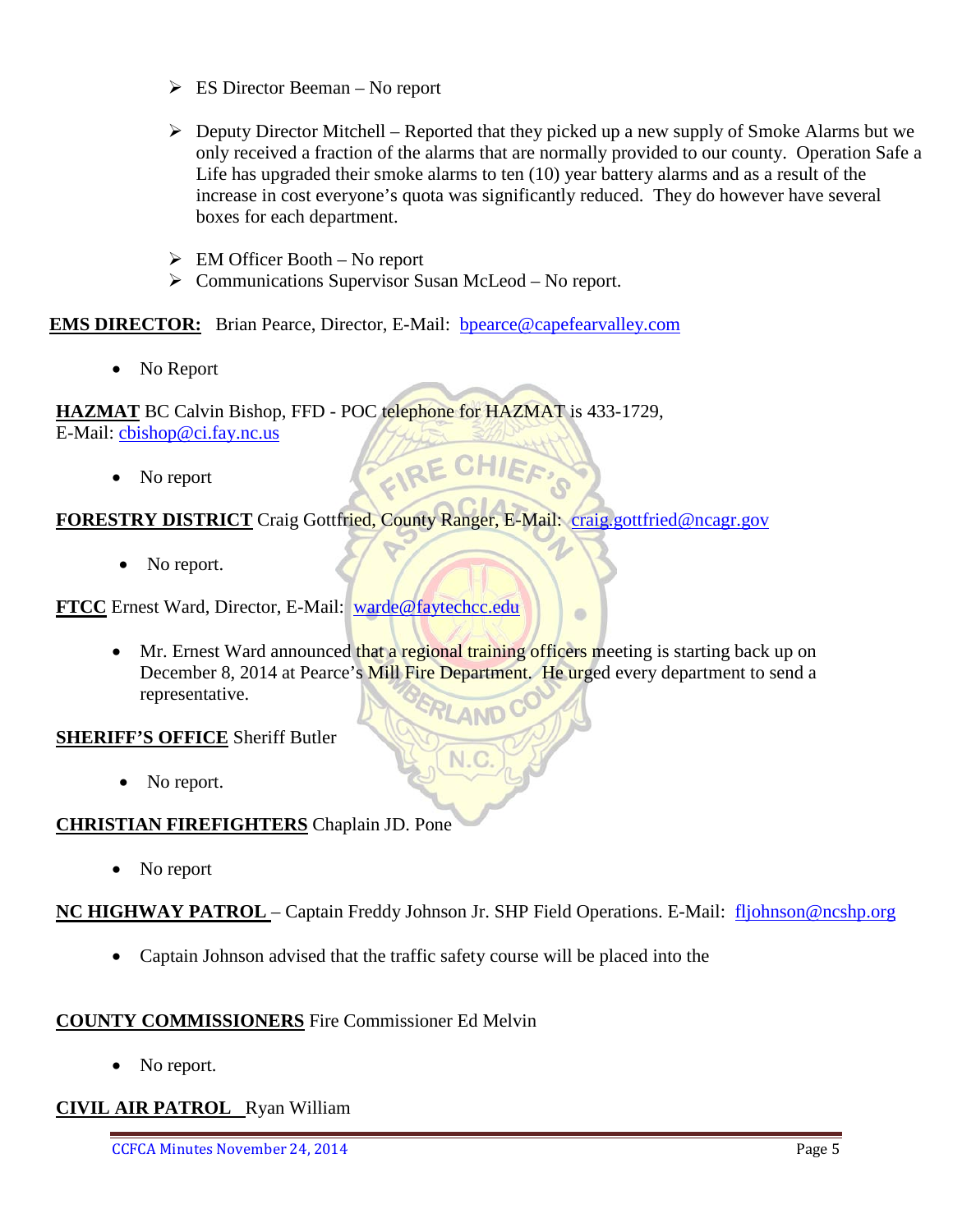- ES Director Beeman – No report
- Deputy Director Mitchell – Reported that they picked up a new supply of Smoke Alarms but we only received a fraction of the alarms that are normally provided to our county. Operation Safe a Life has upgraded their smoke alarms to ten (10) year battery alarms and as a result of the increase in cost everyone's quota was significantly reduced. They do however have several boxes for each department.
- EM Officer Booth – No report
- Communications Supervisor Susan McLeod – No report.

**EMS DIRECTOR:** Brian Pearce, Director, E-Mail: bpearce@capefearvalley.com

- No Report

**HAZMAT** BC Calvin Bishop, FFD - POC telephone for HAZMAT is 433-1729, E-Mail: cbishop@ci.fay.nc.us

- No report

**FORESTRY DISTRICT** Craig Gottfried, County Ranger, E-Mail: craig.gottfried@ncagr.gov

- No report.

**FTCC** Ernest Ward, Director, E-Mail: warde@faytechcc.edu

- Mr. Ernest Ward announced that a regional training officers meeting is starting back up on December 8, 2014 at Pearce's Mill Fire Department. He urged every department to send a representative.

**SHERIFF'S OFFICE** Sheriff Butler

- No report.

**CHRISTIAN FIREFIGHTERS** Chaplain JD. Pone

- No report

**NC HIGHWAY PATROL** – Captain Freddy Johnson Jr. SHP Field Operations. E-Mail: fljohnson@ncshp.org

- Captain Johnson advised that the traffic safety course will be placed into the

**COUNTY COMMISSIONERS** Fire Commissioner Ed Melvin

- No report.

**CIVIL AIR PATROL** Ryan William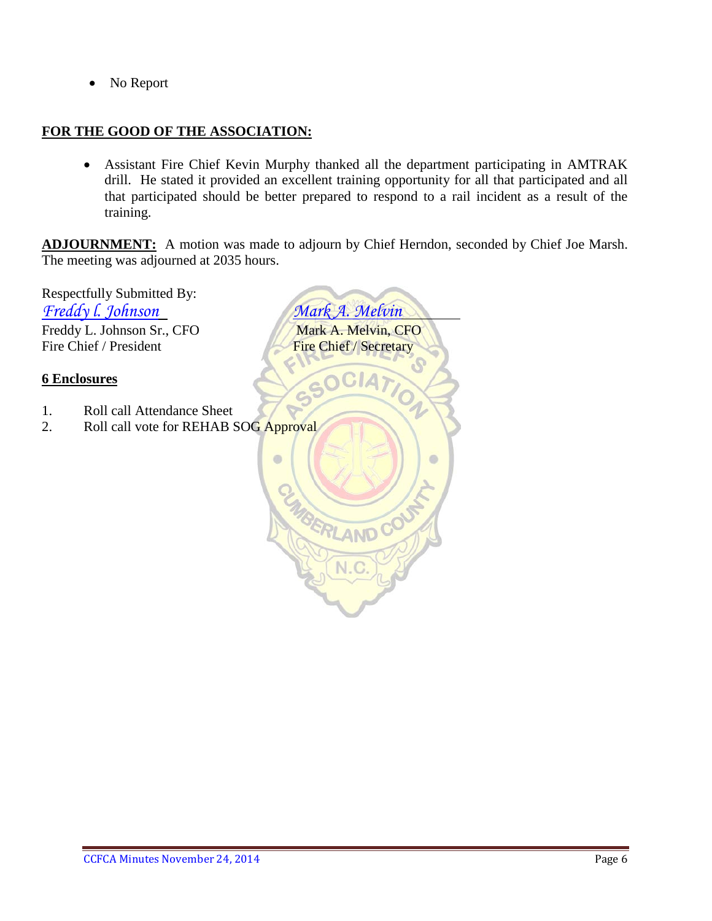- No Report

**FOR THE GOOD OF THE ASSOCIATION:**

- Assistant Fire Chief Kevin Murphy thanked all the department participating in AMTRAK drill. He stated it provided an excellent training opportunity for all that participated and all that participated should be better prepared to respond to a rail incident as a result of the training.

**ADJOURNMENT:** A motion was made to adjourn by Chief Herndon, seconded by Chief Joe Marsh. The meeting was adjourned at 2035 hours.

Respectfully Submitted By:

*Freddy l. Johnson*
Freddy L. Johnson Sr., CFO
Fire Chief / President

*Mark A. Melvin*
Mark A. Melvin, CFO
Fire Chief / Secretary

**6 Enclosures**

1. Roll call Attendance Sheet
2. Roll call vote for REHAB SOG Approval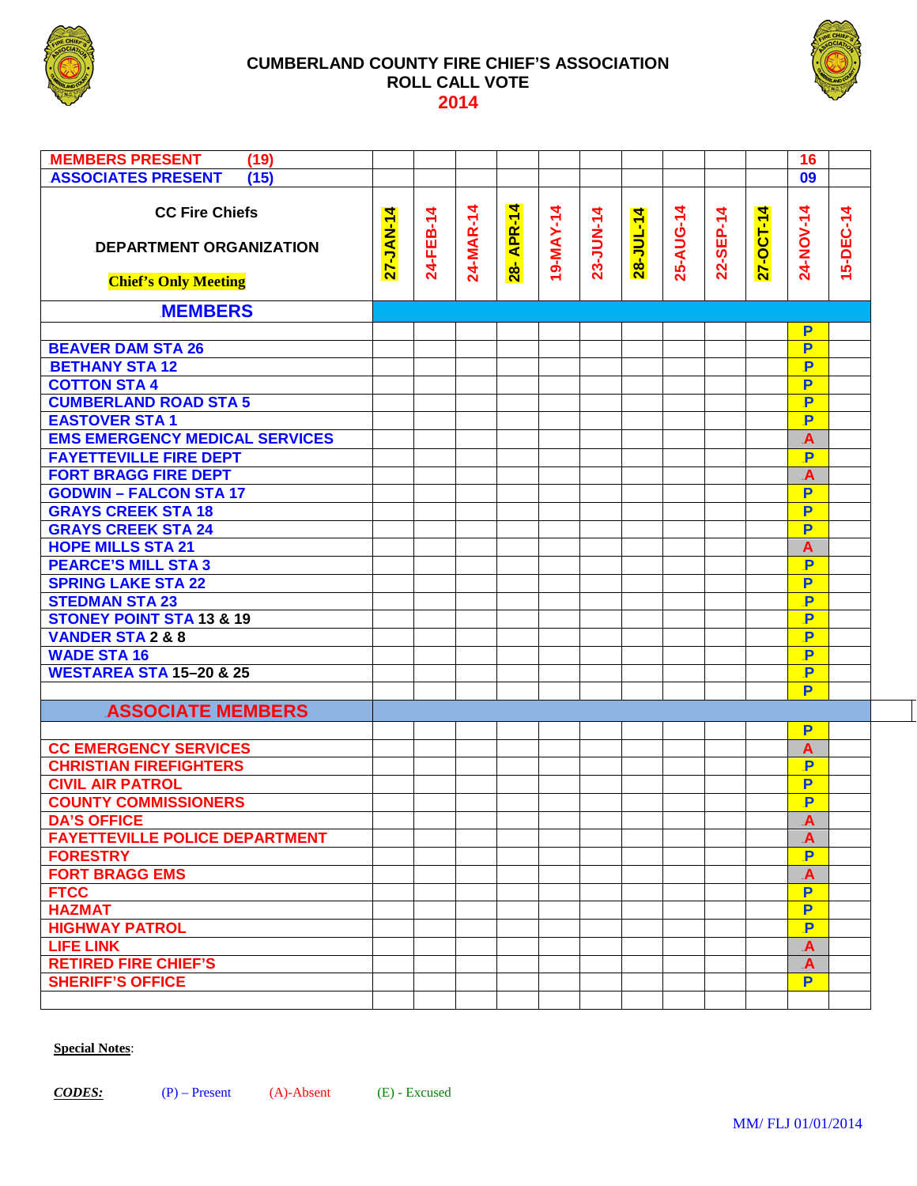# CUMBERLAND COUNTY FIRE CHIEF'S ASSOCIATION
## ROLL CALL VOTE
## 2014

| MEMBERS PRESENT (19) | | | | | | | | | | | 16 | |
|---|---|---|---|---|---|---|---|---|---|---|---|---|
| ASSOCIATES PRESENT (15) | | | | | | | | | | | 09 | |
| CC Fire Chiefs<br>DEPARTMENT ORGANIZATION<br>Chief's Only Meeting | 27-JAN-14 | 24-FEB-14 | 24-MAR-14 | 28- APR-14 | 19-MAY-14 | 23-JUN-14 | 28-JUL-14 | 25-AUG-14 | 22-SEP-14 | 27-OCT-14 | 24-NOV-14 | 15-DEC-14 |
| **MEMBERS** | | | | | | | | | | | | |
| | | | | | | | | | | | P | |
| BEAVER DAM STA 26 | | | | | | | | | | | P | |
| BETHANY STA 12 | | | | | | | | | | | P | |
| COTTON STA 4 | | | | | | | | | | | P | |
| CUMBERLAND ROAD STA 5 | | | | | | | | | | | P | |
| EASTOVER STA 1 | | | | | | | | | | | P | |
| EMS EMERGENCY MEDICAL SERVICES | | | | | | | | | | | A | |
| FAYETTEVILLE FIRE DEPT | | | | | | | | | | | P | |
| FORT BRAGG FIRE DEPT | | | | | | | | | | | A | |
| GODWIN – FALCON STA 17 | | | | | | | | | | | P | |
| GRAYS CREEK STA 18 | | | | | | | | | | | P | |
| GRAYS CREEK STA 24 | | | | | | | | | | | P | |
| HOPE MILLS STA 21 | | | | | | | | | | | A | |
| PEARCE'S MILL STA 3 | | | | | | | | | | | P | |
| SPRING LAKE STA 22 | | | | | | | | | | | P | |
| STEDMAN STA 23 | | | | | | | | | | | P | |
| STONEY POINT STA 13 & 19 | | | | | | | | | | | P | |
| VANDER STA 2 & 8 | | | | | | | | | | | P | |
| WADE STA 16 | | | | | | | | | | | P | |
| WESTAREA STA 15–20 & 25 | | | | | | | | | | | P | |
| | | | | | | | | | | | P | |
| **ASSOCIATE MEMBERS** | | | | | | | | | | | | |
| | | | | | | | | | | | P | |
| CC EMERGENCY SERVICES | | | | | | | | | | | A | |
| CHRISTIAN FIREFIGHTERS | | | | | | | | | | | P | |
| CIVIL AIR PATROL | | | | | | | | | | | P | |
| COUNTY COMMISSIONERS | | | | | | | | | | | P | |
| DA'S OFFICE | | | | | | | | | | | A | |
| FAYETTEVILLE POLICE DEPARTMENT | | | | | | | | | | | A | |
| FORESTRY | | | | | | | | | | | P | |
| FORT BRAGG EMS | | | | | | | | | | | A | |
| FTCC | | | | | | | | | | | P | |
| HAZMAT | | | | | | | | | | | P | |
| HIGHWAY PATROL | | | | | | | | | | | P | |
| LIFE LINK | | | | | | | | | | | A | |
| RETIRED FIRE CHIEF'S | | | | | | | | | | | A | |
| SHERIFF'S OFFICE | | | | | | | | | | | P | |
| | | | | | | | | | | | | |

**Special Notes**:

***CODES:*** (P) – Present (A)-Absent (E) - Excused

MM/ FLJ 01/01/2014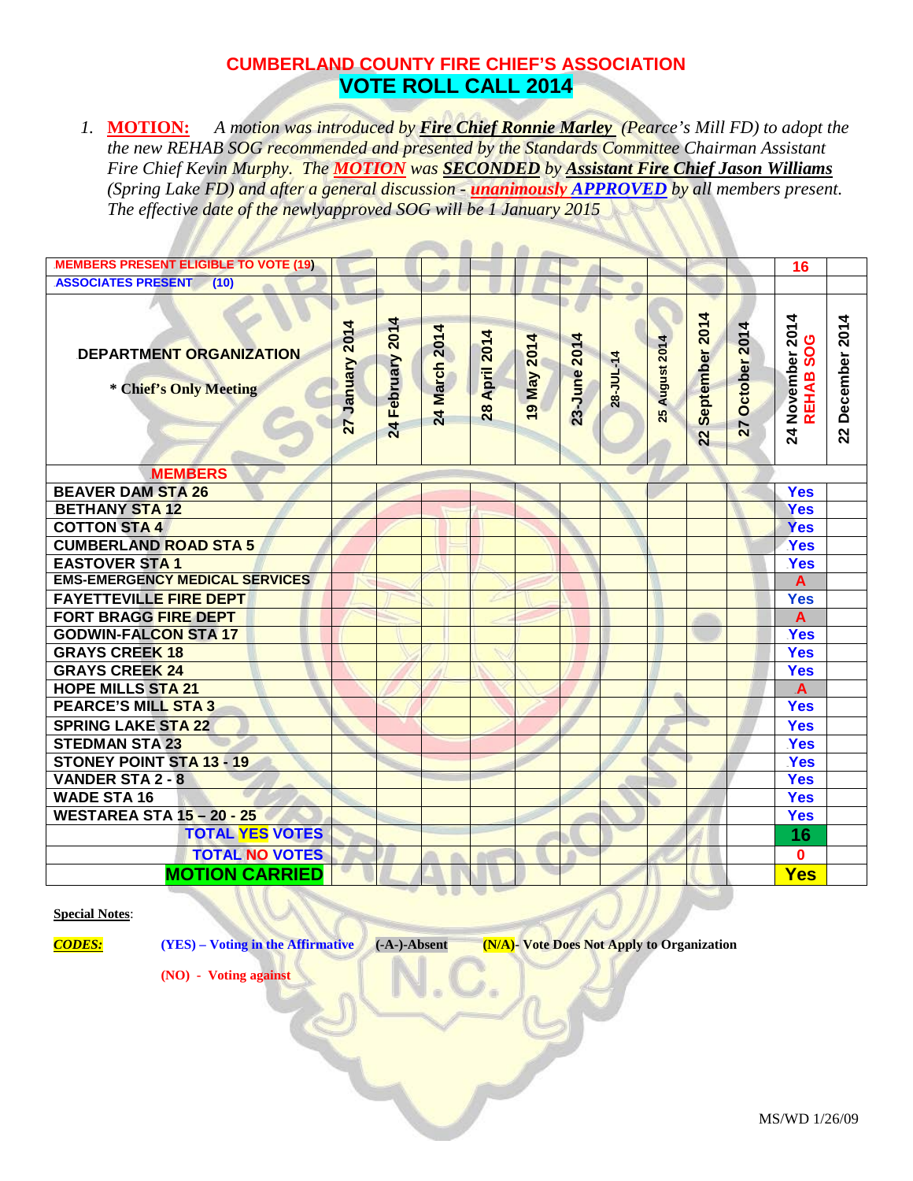# CUMBERLAND COUNTY FIRE CHIEF'S ASSOCIATION

## VOTE ROLL CALL 2014

1. **MOTION:** *A motion was introduced by* ***Fire Chief Ronnie Marley*** *(Pearce's Mill FD) to adopt the the new REHAB SOG recommended and presented by the Standards Committee Chairman Assistant Fire Chief Kevin Murphy. The* ***MOTION*** *was* ***SECONDED*** *by* ***Assistant Fire Chief Jason Williams*** *(Spring Lake FD) and after a general discussion -* ***unanimously APPROVED*** *by all members present. The effective date of the newlyapproved SOG will be 1 January 2015*

| MEMBERS PRESENT ELIGIBLE TO VOTE (19) | | | | | | | | | | | 16 | |
|---|---|---|---|---|---|---|---|---|---|---|---|---|
| ASSOCIATES PRESENT (10) | | | | | | | | | | | | |
| DEPARTMENT ORGANIZATION<br>* Chief's Only Meeting | 27 January 2014 | 24 February 2014 | 24 March 2014 | 28 April 2014 | 19 May 2014 | 23-June 2014 | 28-JUL-14 | 25 August 2014 | 22 September 2014 | 27 October 2014 | 24 November 2014 REHAB SOG | 22 December 2014 |
| MEMBERS | | | | | | | | | | | | |
| BEAVER DAM STA 26 | | | | | | | | | | | Yes | |
| BETHANY STA 12 | | | | | | | | | | | Yes | |
| COTTON STA 4 | | | | | | | | | | | Yes | |
| CUMBERLAND ROAD STA 5 | | | | | | | | | | | Yes | |
| EASTOVER STA 1 | | | | | | | | | | | Yes | |
| EMS-EMERGENCY MEDICAL SERVICES | | | | | | | | | | | A | |
| FAYETTEVILLE FIRE DEPT | | | | | | | | | | | Yes | |
| FORT BRAGG FIRE DEPT | | | | | | | | | | | A | |
| GODWIN-FALCON STA 17 | | | | | | | | | | | Yes | |
| GRAYS CREEK 18 | | | | | | | | | | | Yes | |
| GRAYS CREEK 24 | | | | | | | | | | | Yes | |
| HOPE MILLS STA 21 | | | | | | | | | | | A | |
| PEARCE'S MILL STA 3 | | | | | | | | | | | Yes | |
| SPRING LAKE STA 22 | | | | | | | | | | | Yes | |
| STEDMAN STA 23 | | | | | | | | | | | Yes | |
| STONEY POINT STA 13 - 19 | | | | | | | | | | | Yes | |
| VANDER STA 2 - 8 | | | | | | | | | | | Yes | |
| WADE STA 16 | | | | | | | | | | | Yes | |
| WESTAREA STA 15 – 20 - 25 | | | | | | | | | | | Yes | |
| TOTAL YES VOTES | | | | | | | | | | | 16 | |
| TOTAL NO VOTES | | | | | | | | | | | 0 | |
| MOTION CARRIED | | | | | | | | | | | Yes | |

**Special Notes:**

***CODES:*** **(YES) – Voting in the Affirmative** **(-A-)-Absent** **(N/A)- Vote Does Not Apply to Organization**

**(NO) - Voting against**

MS/WD 1/26/09